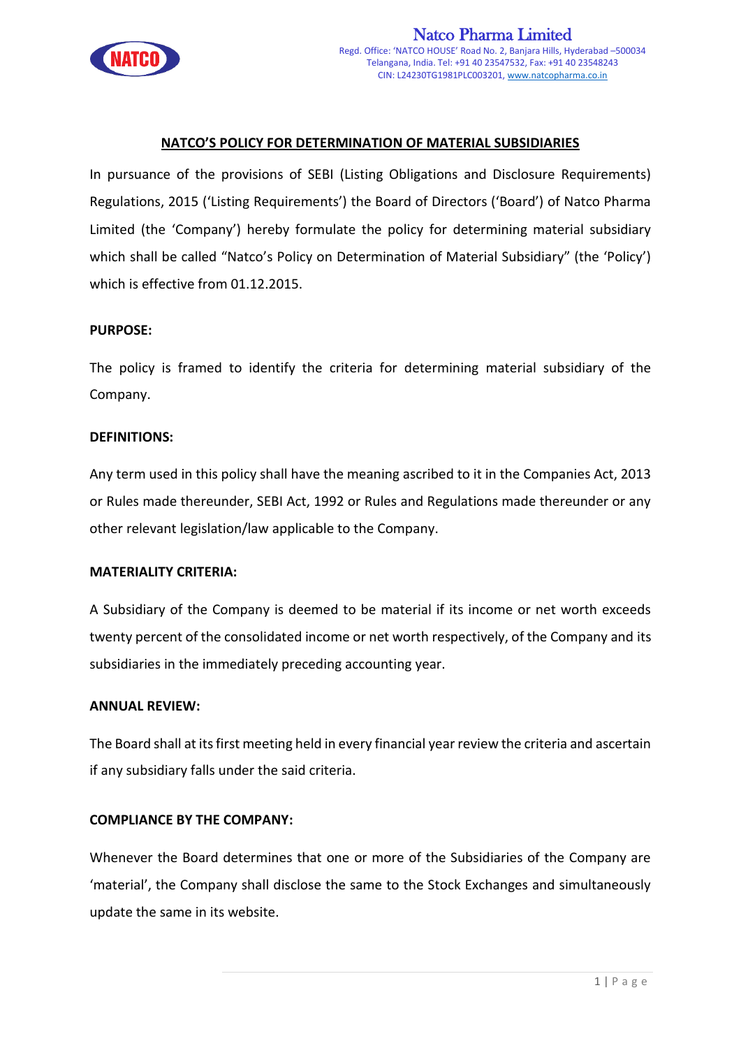# NATCO'S POLICY FOR DETERMINATION OF MATERIAL SUBSIDIARIES

In pursuance of the provisions of SEBI (Listing Obligations and Disclosure Requirements) Regulations, 2015 ('Listing Requirements') the Board of Directors ('Board') of Natco Pharma Limited (the 'Company') hereby formulate the policy for determining material subsidiary which shall be called "Natco's Policy on Determination of Material Subsidiary" (the 'Policy') which is effective from 01.12.2015.

## PURPOSE:

The policy is framed to identify the criteria for determining material subsidiary of the Company.

## DEFINITIONS:

Any term used in this policy shall have the meaning ascribed to it in the Companies Act, 2013 or Rules made thereunder, SEBI Act, 1992 or Rules and Regulations made thereunder or any other relevant legislation/law applicable to the Company.

## MATERIALITY CRITERIA:

A Subsidiary of the Company is deemed to be material if its income or net worth exceeds twenty percent of the consolidated income or net worth respectively, of the Company and its subsidiaries in the immediately preceding accounting year.

## ANNUAL REVIEW:

The Board shall at its first meeting held in every financial year review the criteria and ascertain if any subsidiary falls under the said criteria.

## COMPLIANCE BY THE COMPANY:

Whenever the Board determines that one or more of the Subsidiaries of the Company are 'material', the Company shall disclose the same to the Stock Exchanges and simultaneously update the same in its website.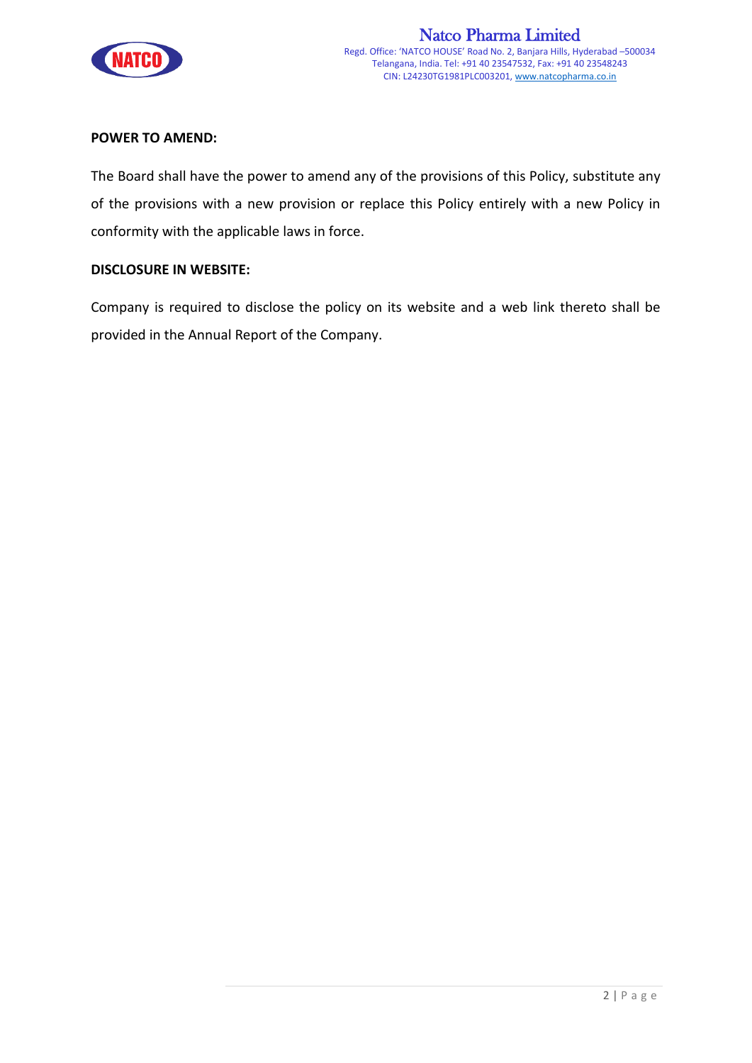**POWER TO AMEND:**

The Board shall have the power to amend any of the provisions of this Policy, substitute any of the provisions with a new provision or replace this Policy entirely with a new Policy in conformity with the applicable laws in force.

**DISCLOSURE IN WEBSITE:**

Company is required to disclose the policy on its website and a web link thereto shall be provided in the Annual Report of the Company.